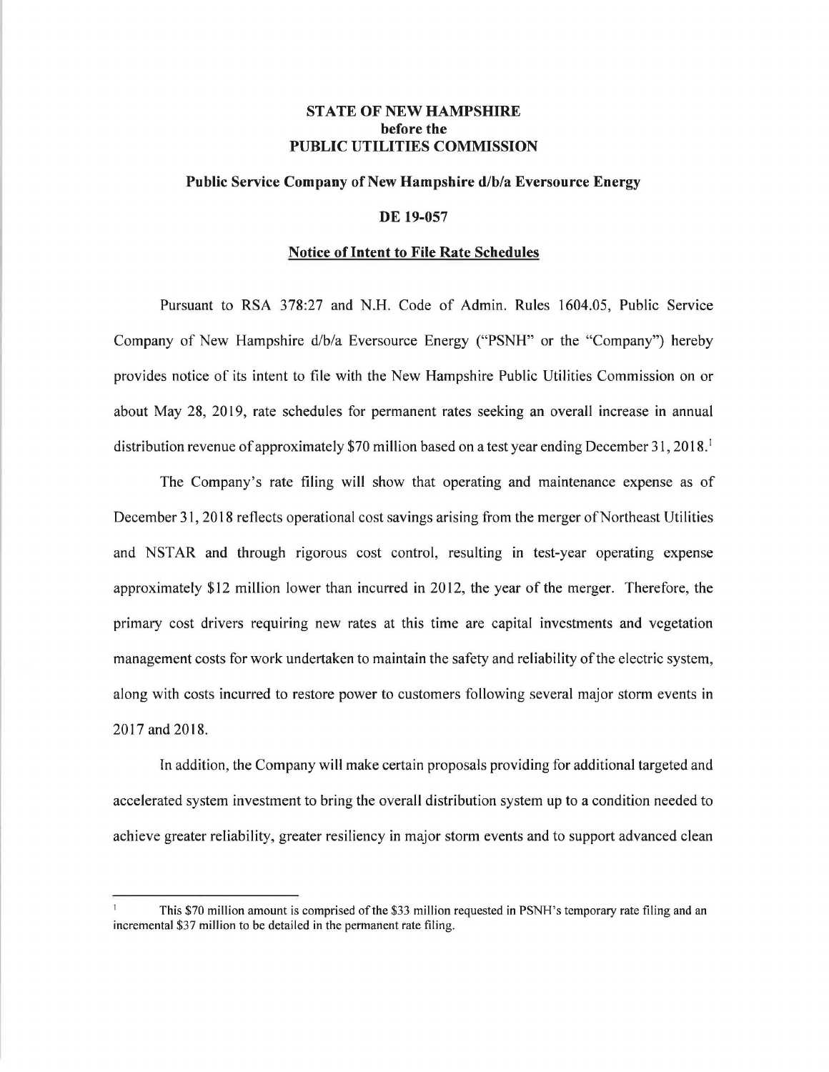**STATE OF NEW HAMPSHIRE**
**before the**
**PUBLIC UTILITIES COMMISSION**

**Public Service Company of New Hampshire d/b/a Eversource Energy**

**DE 19-057**

**Notice of Intent to File Rate Schedules**

Pursuant to RSA 378:27 and N.H. Code of Admin. Rules 1604.05, Public Service Company of New Hampshire d/b/a Eversource Energy ("PSNH" or the "Company") hereby provides notice of its intent to file with the New Hampshire Public Utilities Commission on or about May 28, 2019, rate schedules for permanent rates seeking an overall increase in annual distribution revenue of approximately $70 million based on a test year ending December 31, 2018.[1]

The Company's rate filing will show that operating and maintenance expense as of December 31, 2018 reflects operational cost savings arising from the merger of Northeast Utilities and NSTAR and through rigorous cost control, resulting in test-year operating expense approximately $12 million lower than incurred in 2012, the year of the merger. Therefore, the primary cost drivers requiring new rates at this time are capital investments and vegetation management costs for work undertaken to maintain the safety and reliability of the electric system, along with costs incurred to restore power to customers following several major storm events in 2017 and 2018.

In addition, the Company will make certain proposals providing for additional targeted and accelerated system investment to bring the overall distribution system up to a condition needed to achieve greater reliability, greater resiliency in major storm events and to support advanced clean

---

[1] This $70 million amount is comprised of the $33 million requested in PSNH's temporary rate filing and an incremental $37 million to be detailed in the permanent rate filing.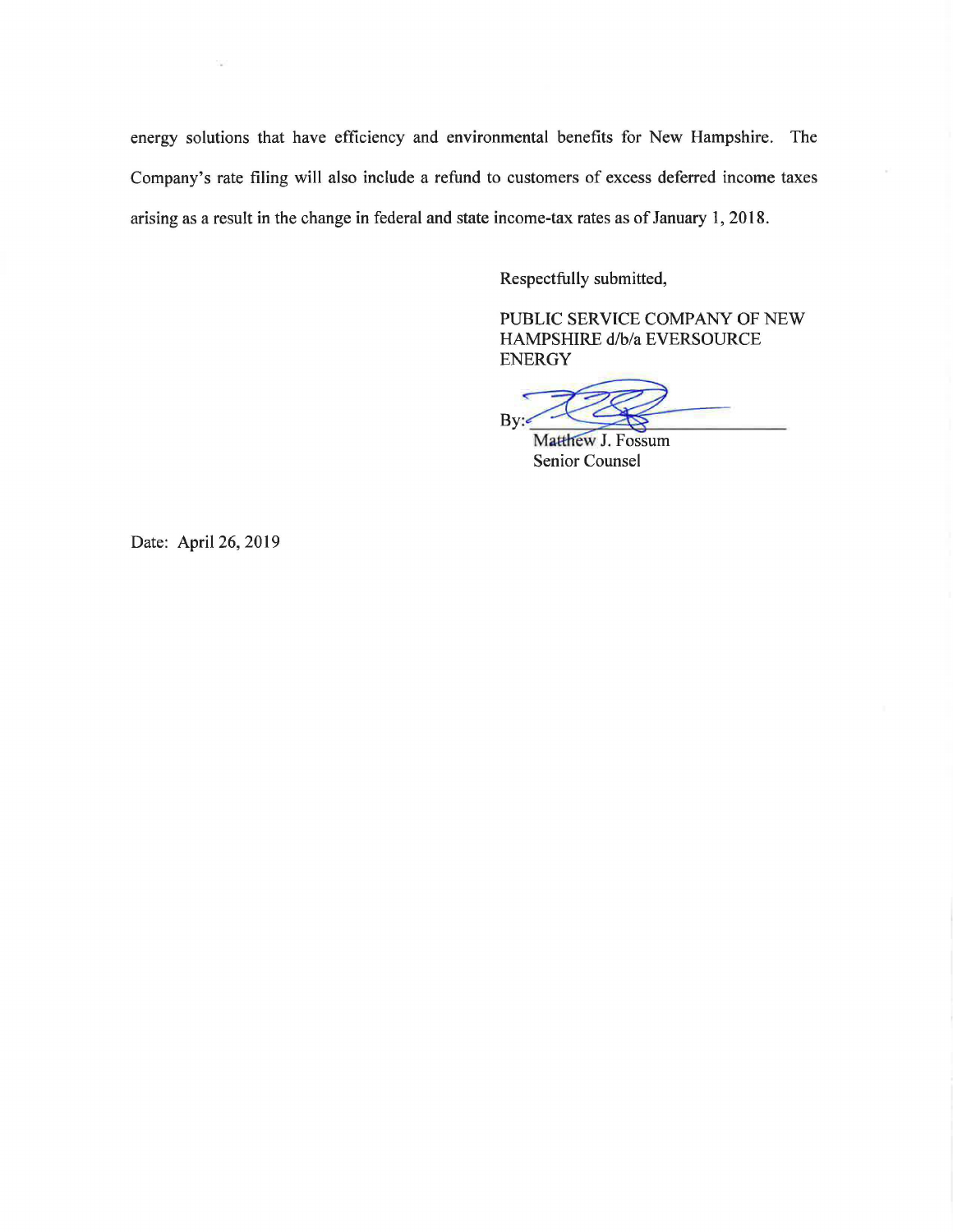energy solutions that have efficiency and environmental benefits for New Hampshire. The Company's rate filing will also include a refund to customers of excess deferred income taxes arising as a result in the change in federal and state income-tax rates as of January 1, 2018.

Respectfully submitted,

PUBLIC SERVICE COMPANY OF NEW HAMPSHIRE d/b/a EVERSOURCE ENERGY

By: ______________________
Matthew J. Fossum
Senior Counsel

Date: April 26, 2019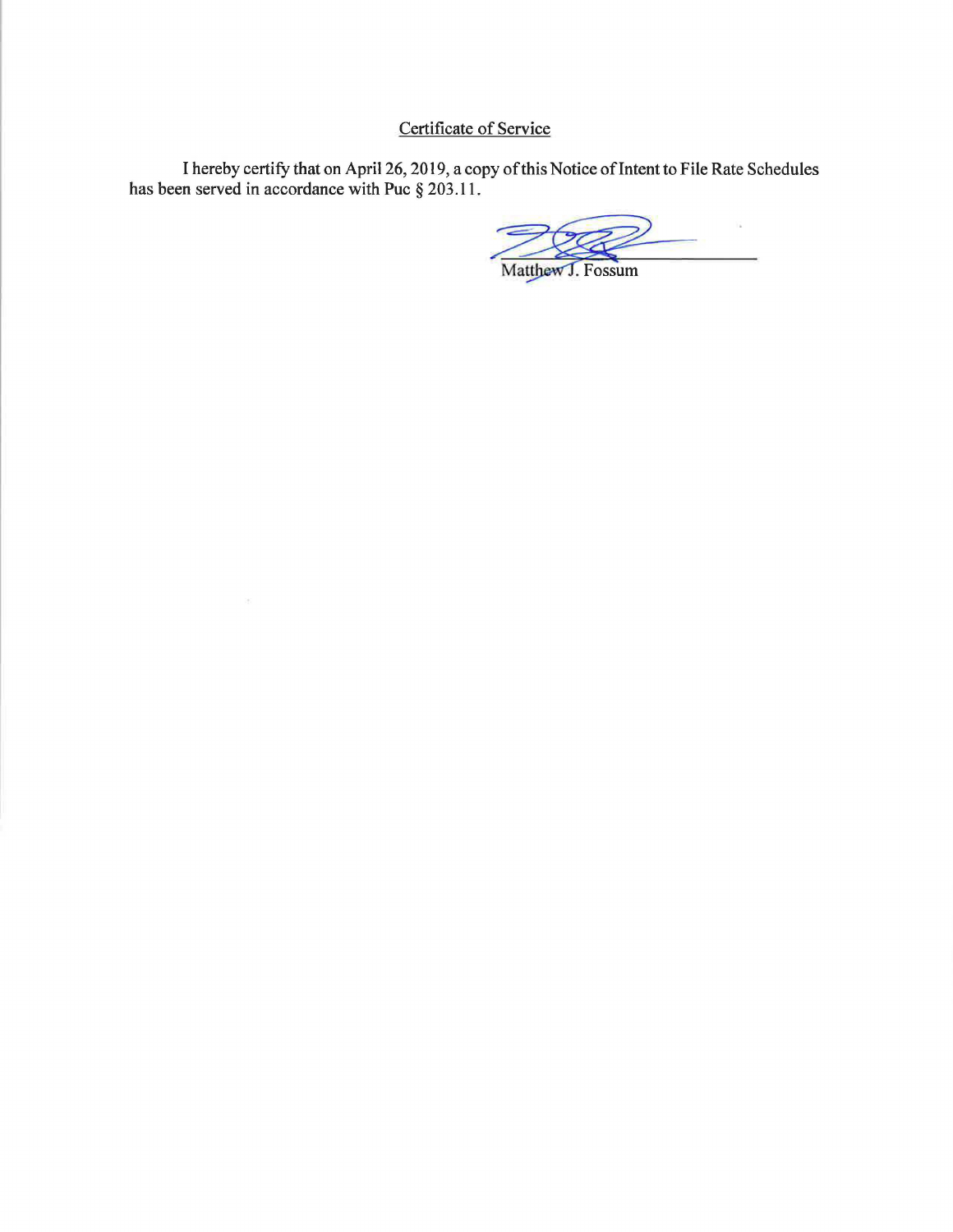Certificate of Service

I hereby certify that on April 26, 2019, a copy of this Notice of Intent to File Rate Schedules has been served in accordance with Puc § 203.11.

Matthew J. Fossum